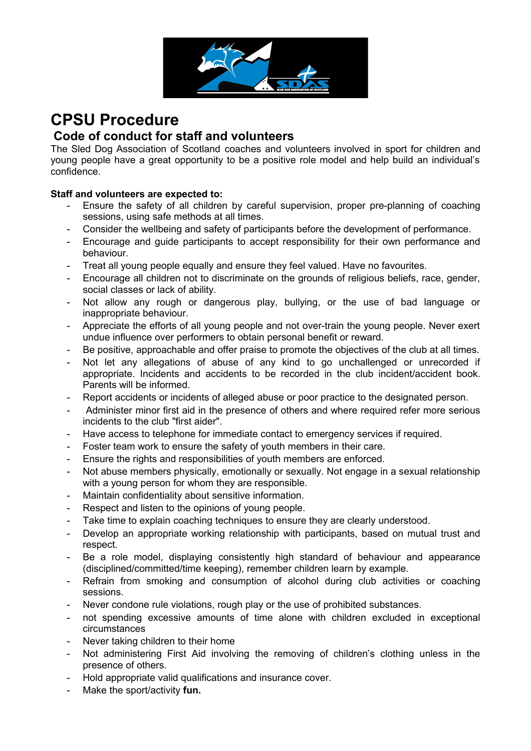# CPSU Procedure

## Code of conduct for staff and volunteers

The Sled Dog Association of Scotland coaches and volunteers involved in sport for children and young people have a great opportunity to be a positive role model and help build an individual's confidence.

**Staff and volunteers are expected to:**

- Ensure the safety of all children by careful supervision, proper pre-planning of coaching sessions, using safe methods at all times.
- Consider the wellbeing and safety of participants before the development of performance.
- Encourage and guide participants to accept responsibility for their own performance and behaviour.
- Treat all young people equally and ensure they feel valued. Have no favourites.
- Encourage all children not to discriminate on the grounds of religious beliefs, race, gender, social classes or lack of ability.
- Not allow any rough or dangerous play, bullying, or the use of bad language or inappropriate behaviour.
- Appreciate the efforts of all young people and not over-train the young people. Never exert undue influence over performers to obtain personal benefit or reward.
- Be positive, approachable and offer praise to promote the objectives of the club at all times.
- Not let any allegations of abuse of any kind to go unchallenged or unrecorded if appropriate. Incidents and accidents to be recorded in the club incident/accident book. Parents will be informed.
- Report accidents or incidents of alleged abuse or poor practice to the designated person.
- Administer minor first aid in the presence of others and where required refer more serious incidents to the club "first aider".
- Have access to telephone for immediate contact to emergency services if required.
- Foster team work to ensure the safety of youth members in their care.
- Ensure the rights and responsibilities of youth members are enforced.
- Not abuse members physically, emotionally or sexually. Not engage in a sexual relationship with a young person for whom they are responsible.
- Maintain confidentiality about sensitive information.
- Respect and listen to the opinions of young people.
- Take time to explain coaching techniques to ensure they are clearly understood.
- Develop an appropriate working relationship with participants, based on mutual trust and respect.
- Be a role model, displaying consistently high standard of behaviour and appearance (disciplined/committed/time keeping), remember children learn by example.
- Refrain from smoking and consumption of alcohol during club activities or coaching sessions.
- Never condone rule violations, rough play or the use of prohibited substances.
- not spending excessive amounts of time alone with children excluded in exceptional circumstances
- Never taking children to their home
- Not administering First Aid involving the removing of children's clothing unless in the presence of others.
- Hold appropriate valid qualifications and insurance cover.
- Make the sport/activity **fun.**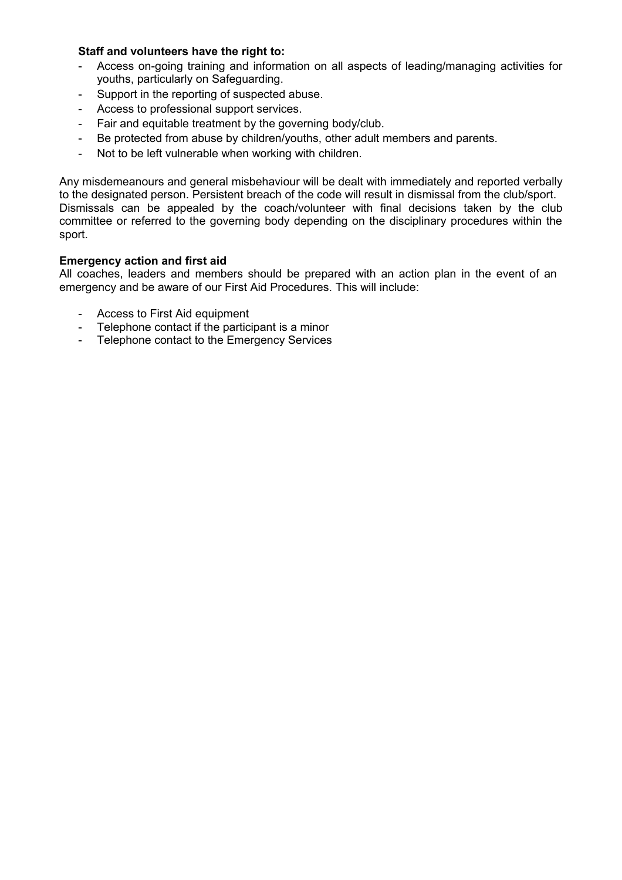**Staff and volunteers have the right to:**

- Access on-going training and information on all aspects of leading/managing activities for youths, particularly on Safeguarding.
- Support in the reporting of suspected abuse.
- Access to professional support services.
- Fair and equitable treatment by the governing body/club.
- Be protected from abuse by children/youths, other adult members and parents.
- Not to be left vulnerable when working with children.

Any misdemeanours and general misbehaviour will be dealt with immediately and reported verbally to the designated person. Persistent breach of the code will result in dismissal from the club/sport. Dismissals can be appealed by the coach/volunteer with final decisions taken by the club committee or referred to the governing body depending on the disciplinary procedures within the sport.

**Emergency action and first aid**

All coaches, leaders and members should be prepared with an action plan in the event of an emergency and be aware of our First Aid Procedures. This will include:

- Access to First Aid equipment
- Telephone contact if the participant is a minor
- Telephone contact to the Emergency Services